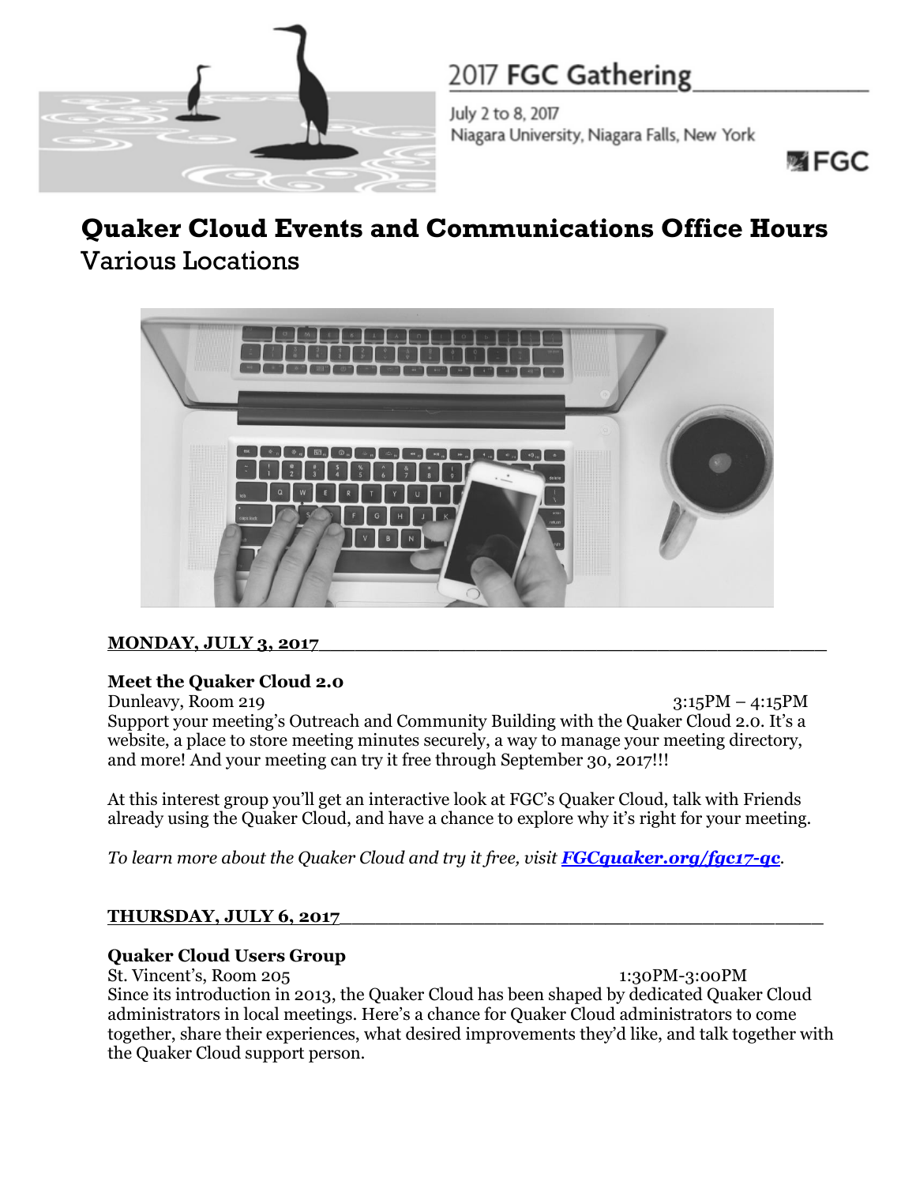2017 **FGC Gathering**

July 2 to 8, 2017
Niagara University, Niagara Falls, New York

FGC

# Quaker Cloud Events and Communications Office Hours

Various Locations

**MONDAY, JULY 3, 2017**

### Meet the Quaker Cloud 2.0

Dunleavy, Room 219 — 3:15PM – 4:15PM

Support your meeting's Outreach and Community Building with the Quaker Cloud 2.0. It's a website, a place to store meeting minutes securely, a way to manage your meeting directory, and more! And your meeting can try it free through September 30, 2017!!!

At this interest group you'll get an interactive look at FGC's Quaker Cloud, talk with Friends already using the Quaker Cloud, and have a chance to explore why it's right for your meeting.

*To learn more about the Quaker Cloud and try it free, visit* ***FGCquaker.org/fgc17-qc****.*

**THURSDAY, JULY 6, 2017**

### Quaker Cloud Users Group

St. Vincent's, Room 205 — 1:30PM-3:00PM

Since its introduction in 2013, the Quaker Cloud has been shaped by dedicated Quaker Cloud administrators in local meetings. Here's a chance for Quaker Cloud administrators to come together, share their experiences, what desired improvements they'd like, and talk together with the Quaker Cloud support person.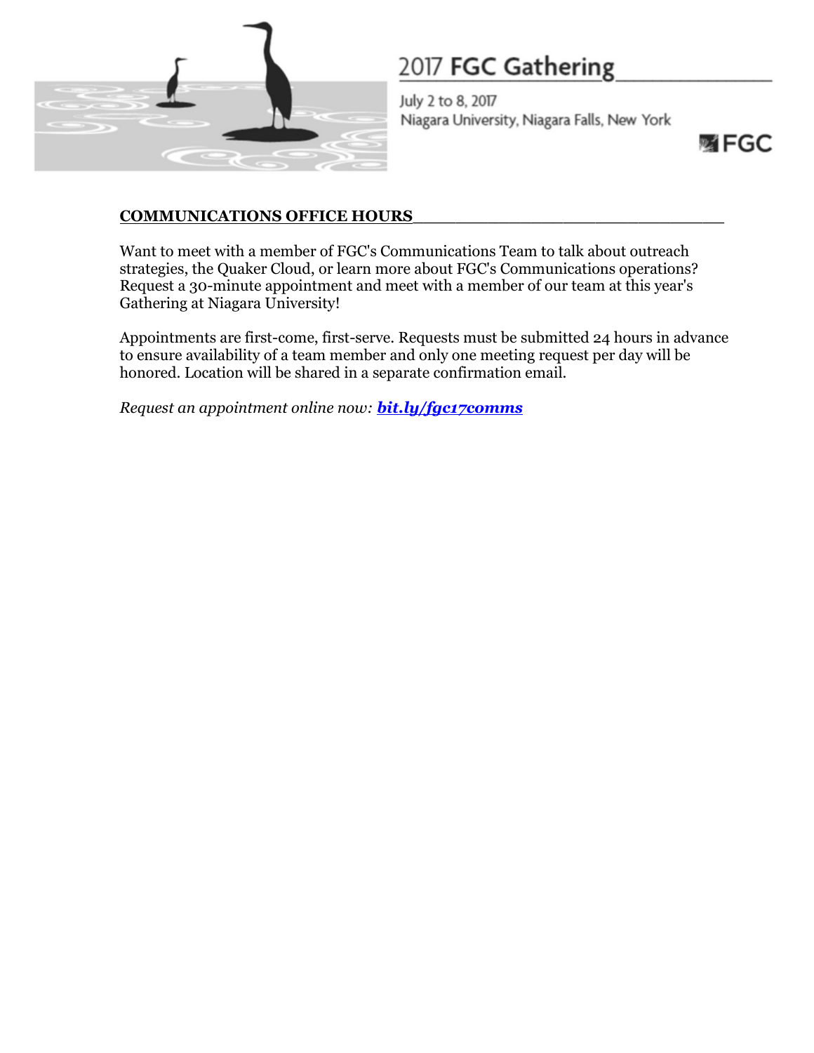# 2017 **FGC Gathering**

July 2 to 8, 2017
Niagara University, Niagara Falls, New York

FGC

## COMMUNICATIONS OFFICE HOURS

Want to meet with a member of FGC's Communications Team to talk about outreach strategies, the Quaker Cloud, or learn more about FGC's Communications operations? Request a 30-minute appointment and meet with a member of our team at this year's Gathering at Niagara University!

Appointments are first-come, first-serve. Requests must be submitted 24 hours in advance to ensure availability of a team member and only one meeting request per day will be honored. Location will be shared in a separate confirmation email.

*Request an appointment online now:* ***bit.ly/fgc17comms***